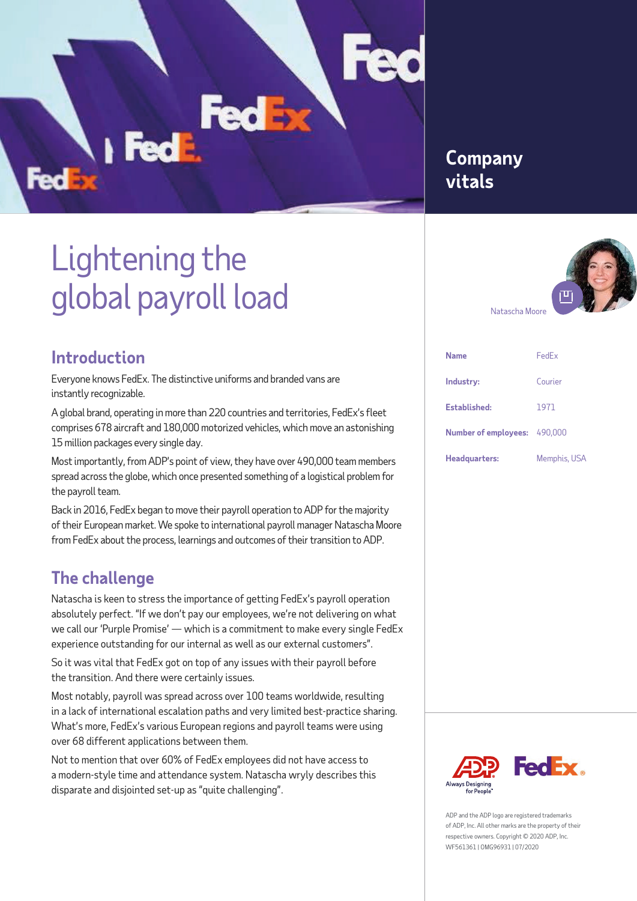# Lightening the global payroll load

## Introduction

Everyone knows FedEx. The distinctive uniforms and branded vans are instantly recognizable.

A global brand, operating in more than 220 countries and territories, FedEx's fleet comprises 678 aircraft and 180,000 motorized vehicles, which move an astonishing 15 million packages every single day.

Most importantly, from ADP's point of view, they have over 490,000 team members spread across the globe, which once presented something of a logistical problem for the payroll team.

Back in 2016, FedEx began to move their payroll operation to ADP for the majority of their European market. We spoke to international payroll manager Natascha Moore from FedEx about the process, learnings and outcomes of their transition to ADP.

## The challenge

Natascha is keen to stress the importance of getting FedEx's payroll operation absolutely perfect. "If we don't pay our employees, we're not delivering on what we call our 'Purple Promise' — which is a commitment to make every single FedEx experience outstanding for our internal as well as our external customers".

So it was vital that FedEx got on top of any issues with their payroll before the transition. And there were certainly issues.

Most notably, payroll was spread across over 100 teams worldwide, resulting in a lack of international escalation paths and very limited best-practice sharing. What's more, FedEx's various European regions and payroll teams were using over 68 different applications between them.

Not to mention that over 60% of FedEx employees did not have access to a modern-style time and attendance system. Natascha wryly describes this disparate and disjointed set-up as "quite challenging".

## Company vitals

Natascha Moore

| Name | FedEx |
|---|---|
| Industry: | Courier |
| Established: | 1971 |
| Number of employees: | 490,000 |
| Headquarters: | Memphis, USA |

ADP Always Designing for People™ FedEx

ADP and the ADP logo are registered trademarks of ADP, Inc. All other marks are the property of their respective owners. Copyright © 2020 ADP, Inc. WF561361 | OMG96931 | 07/2020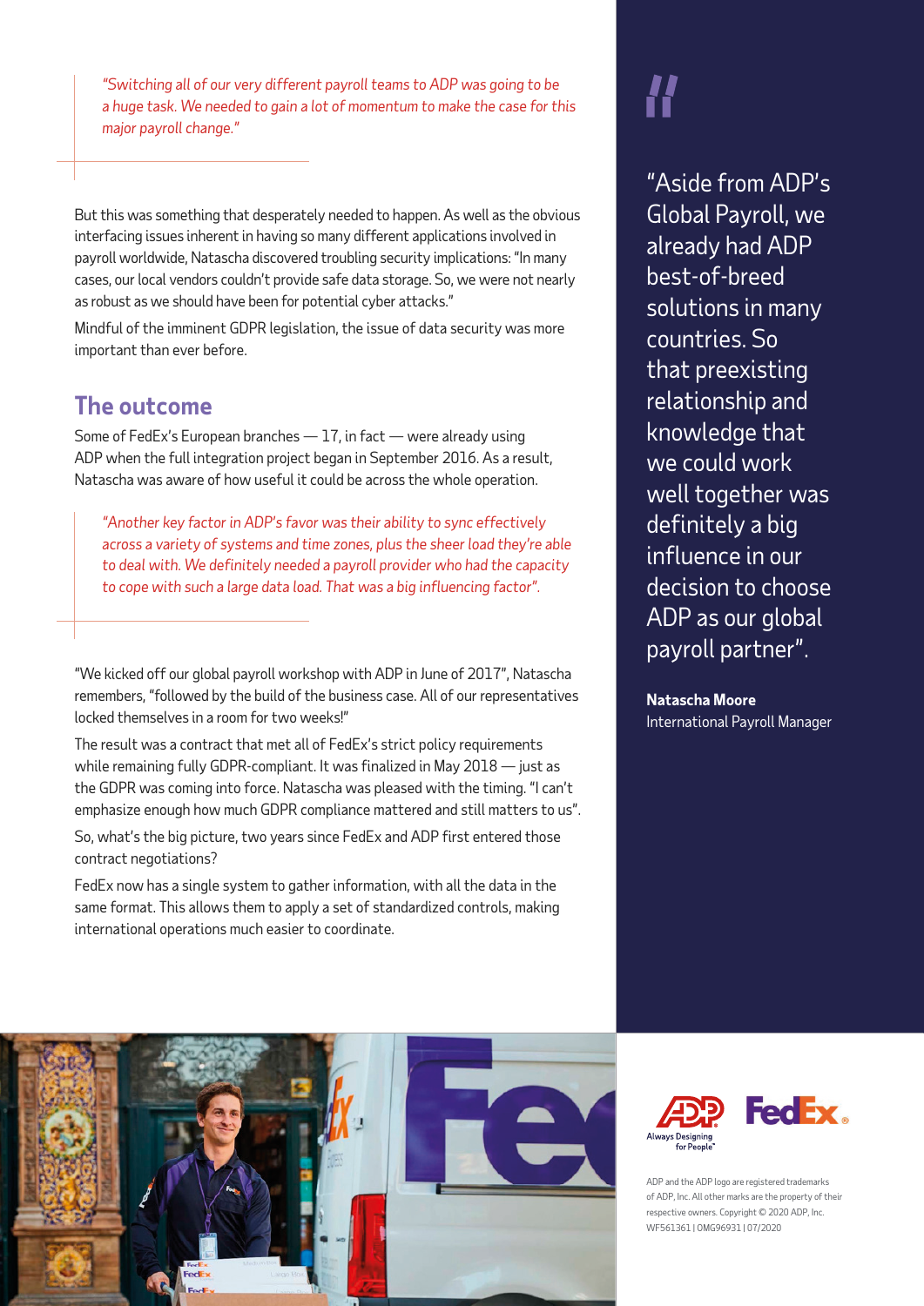*"Switching all of our very different payroll teams to ADP was going to be a huge task. We needed to gain a lot of momentum to make the case for this major payroll change."*

But this was something that desperately needed to happen. As well as the obvious interfacing issues inherent in having so many different applications involved in payroll worldwide, Natascha discovered troubling security implications: "In many cases, our local vendors couldn't provide safe data storage. So, we were not nearly as robust as we should have been for potential cyber attacks."

Mindful of the imminent GDPR legislation, the issue of data security was more important than ever before.

## The outcome

Some of FedEx's European branches — 17, in fact — were already using ADP when the full integration project began in September 2016. As a result, Natascha was aware of how useful it could be across the whole operation.

*"Another key factor in ADP's favor was their ability to sync effectively across a variety of systems and time zones, plus the sheer load they're able to deal with. We definitely needed a payroll provider who had the capacity to cope with such a large data load. That was a big influencing factor".*

"We kicked off our global payroll workshop with ADP in June of 2017", Natascha remembers, "followed by the build of the business case. All of our representatives locked themselves in a room for two weeks!"

The result was a contract that met all of FedEx's strict policy requirements while remaining fully GDPR-compliant. It was finalized in May 2018 — just as the GDPR was coming into force. Natascha was pleased with the timing. "I can't emphasize enough how much GDPR compliance mattered and still matters to us".

So, what's the big picture, two years since FedEx and ADP first entered those contract negotiations?

FedEx now has a single system to gather information, with all the data in the same format. This allows them to apply a set of standardized controls, making international operations much easier to coordinate.

"Aside from ADP's Global Payroll, we already had ADP best-of-breed solutions in many countries. So that preexisting relationship and knowledge that we could work well together was definitely a big influence in our decision to choose ADP as our global payroll partner".

**Natascha Moore**
International Payroll Manager

ADP Always Designing for People™ FedEx

ADP and the ADP logo are registered trademarks of ADP, Inc. All other marks are the property of their respective owners. Copyright © 2020 ADP, Inc. WF561361 | OMG96931 | 07/2020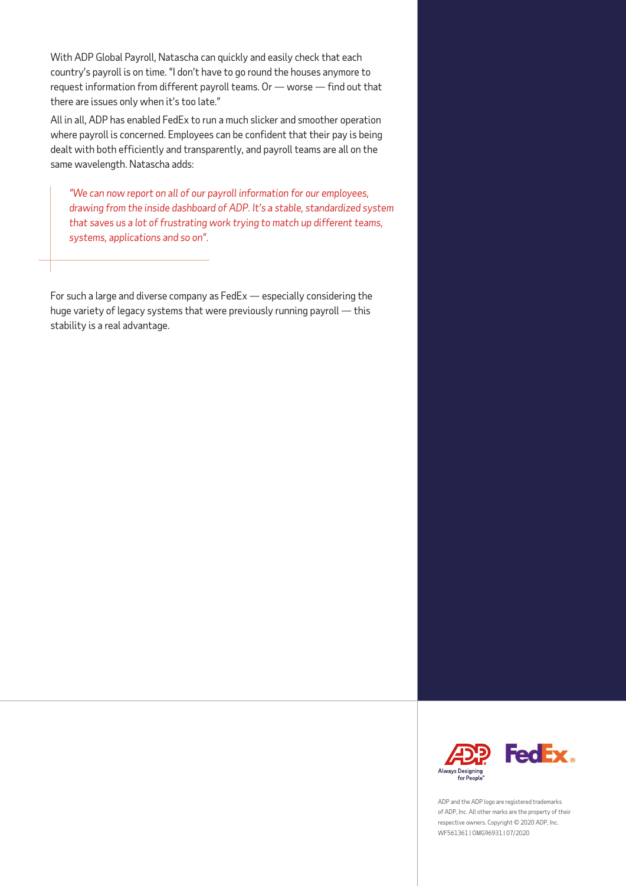With ADP Global Payroll, Natascha can quickly and easily check that each country's payroll is on time. "I don't have to go round the houses anymore to request information from different payroll teams. Or — worse — find out that there are issues only when it's too late."

All in all, ADP has enabled FedEx to run a much slicker and smoother operation where payroll is concerned. Employees can be confident that their pay is being dealt with both efficiently and transparently, and payroll teams are all on the same wavelength. Natascha adds:

> *"We can now report on all of our payroll information for our employees, drawing from the inside dashboard of ADP. It's a stable, standardized system that saves us a lot of frustrating work trying to match up different teams, systems, applications and so on".*

For such a large and diverse company as FedEx — especially considering the huge variety of legacy systems that were previously running payroll — this stability is a real advantage.

Always Designing for People™

ADP and the ADP logo are registered trademarks of ADP, Inc. All other marks are the property of their respective owners. Copyright © 2020 ADP, Inc. WF561361 | OMG96931 | 07/2020